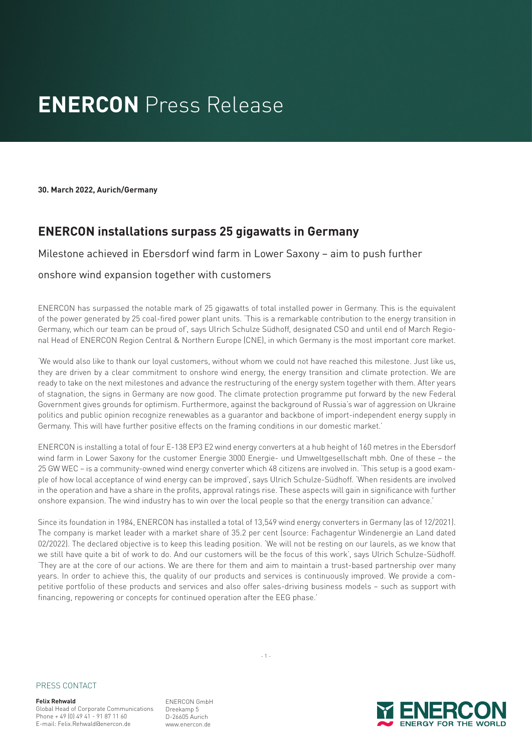# **ENERCON** Press Release

**30. March 2022, Aurich/Germany**

## ENERCON installations surpass 25 gigawatts in Germany

Milestone achieved in Ebersdorf wind farm in Lower Saxony – aim to push further onshore wind expansion together with customers

ENERCON has surpassed the notable mark of 25 gigawatts of total installed power in Germany. This is the equivalent of the power generated by 25 coal-fired power plant units. 'This is a remarkable contribution to the energy transition in Germany, which our team can be proud of', says Ulrich Schulze Südhoff, designated CSO and until end of March Regional Head of ENERCON Region Central & Northern Europe (CNE), in which Germany is the most important core market.

'We would also like to thank our loyal customers, without whom we could not have reached this milestone. Just like us, they are driven by a clear commitment to onshore wind energy, the energy transition and climate protection. We are ready to take on the next milestones and advance the restructuring of the energy system together with them. After years of stagnation, the signs in Germany are now good. The climate protection programme put forward by the new Federal Government gives grounds for optimism. Furthermore, against the background of Russia's war of aggression on Ukraine politics and public opinion recognize renewables as a guarantor and backbone of import-independent energy supply in Germany. This will have further positive effects on the framing conditions in our domestic market.'

ENERCON is installing a total of four E-138 EP3 E2 wind energy converters at a hub height of 160 metres in the Ebersdorf wind farm in Lower Saxony for the customer Energie 3000 Energie- und Umweltgesellschaft mbH. One of these – the 25 GW WEC – is a community-owned wind energy converter which 48 citizens are involved in. 'This setup is a good example of how local acceptance of wind energy can be improved', says Ulrich Schulze-Südhoff. 'When residents are involved in the operation and have a share in the profits, approval ratings rise. These aspects will gain in significance with further onshore expansion. The wind industry has to win over the local people so that the energy transition can advance.'

Since its foundation in 1984, ENERCON has installed a total of 13,549 wind energy converters in Germany (as of 12/2021). The company is market leader with a market share of 35.2 per cent (source: Fachagentur Windenergie an Land dated 02/2022). The declared objective is to keep this leading position. 'We will not be resting on our laurels, as we know that we still have quite a bit of work to do. And our customers will be the focus of this work', says Ulrich Schulze-Südhoff. 'They are at the core of our actions. We are there for them and aim to maintain a trust-based partnership over many years. In order to achieve this, the quality of our products and services is continuously improved. We provide a competitive portfolio of these products and services and also offer sales-driving business models – such as support with financing, repowering or concepts for continued operation after the EEG phase.'

PRESS CONTACT

**Felix Rehwald**
Global Head of Corporate Communications
Phone + 49 (0) 49 41 - 91 87 11 60
E-mail: Felix.Rehwald@enercon.de

ENERCON GmbH
Dreekamp 5
D-26605 Aurich
www.enercon.de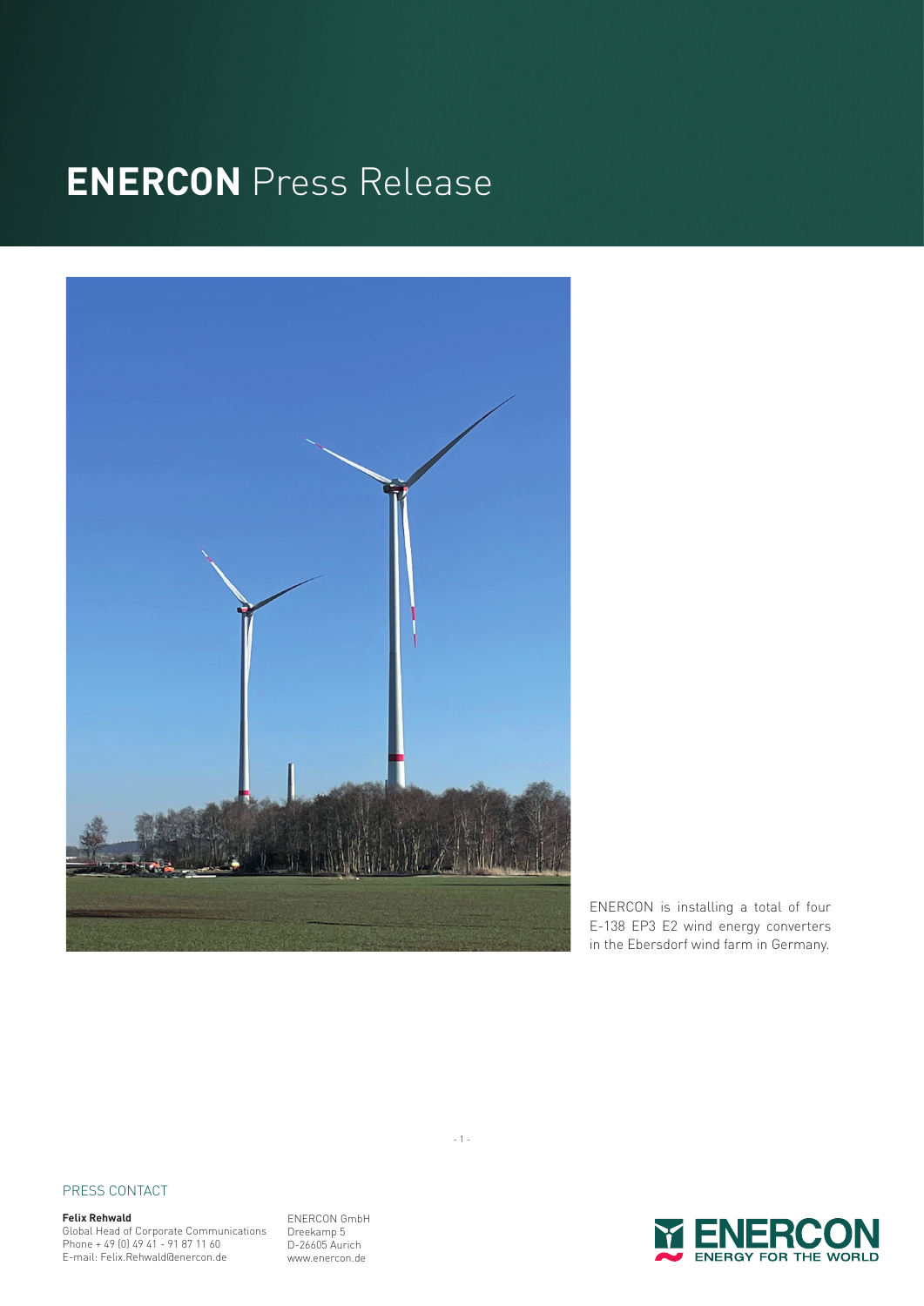# **ENERCON** Press Release

ENERCON is installing a total of four E-138 EP3 E2 wind energy converters in the Ebersdorf wind farm in Germany.

PRESS CONTACT

**Felix Rehwald**
Global Head of Corporate Communications
Phone + 49 (0) 49 41 - 91 87 11 60
E-mail: Felix.Rehwald@enercon.de

ENERCON GmbH
Dreekamp 5
D-26605 Aurich
www.enercon.de

ENERCON
ENERGY FOR THE WORLD